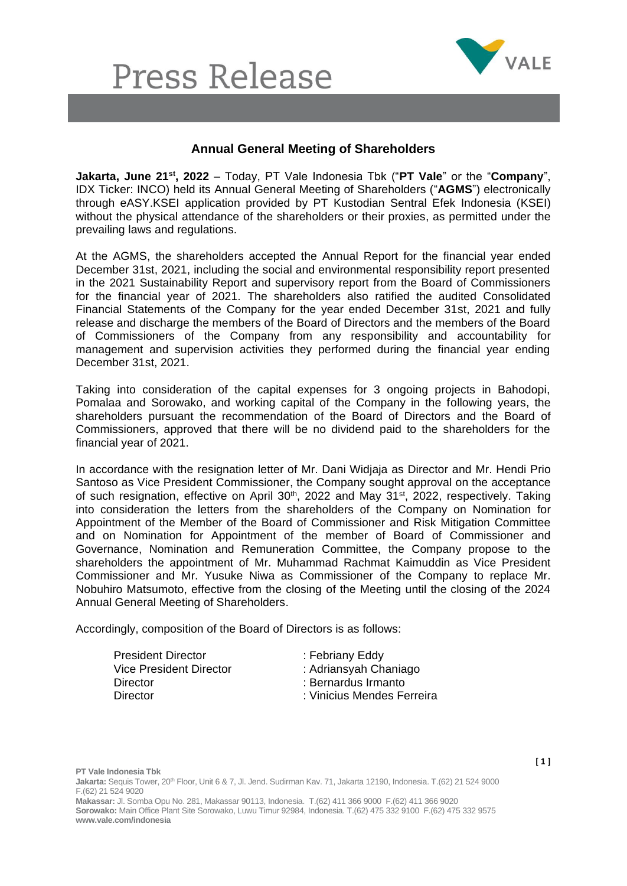# Press Release

## Annual General Meeting of Shareholders

**Jakarta, June 21st, 2022** – Today, PT Vale Indonesia Tbk ("**PT Vale**" or the "**Company**", IDX Ticker: INCO) held its Annual General Meeting of Shareholders ("**AGMS**") electronically through eASY.KSEI application provided by PT Kustodian Sentral Efek Indonesia (KSEI) without the physical attendance of the shareholders or their proxies, as permitted under the prevailing laws and regulations.

At the AGMS, the shareholders accepted the Annual Report for the financial year ended December 31st, 2021, including the social and environmental responsibility report presented in the 2021 Sustainability Report and supervisory report from the Board of Commissioners for the financial year of 2021. The shareholders also ratified the audited Consolidated Financial Statements of the Company for the year ended December 31st, 2021 and fully release and discharge the members of the Board of Directors and the members of the Board of Commissioners of the Company from any responsibility and accountability for management and supervision activities they performed during the financial year ending December 31st, 2021.

Taking into consideration of the capital expenses for 3 ongoing projects in Bahodopi, Pomalaa and Sorowako, and working capital of the Company in the following years, the shareholders pursuant the recommendation of the Board of Directors and the Board of Commissioners, approved that there will be no dividend paid to the shareholders for the financial year of 2021.

In accordance with the resignation letter of Mr. Dani Widjaja as Director and Mr. Hendi Prio Santoso as Vice President Commissioner, the Company sought approval on the acceptance of such resignation, effective on April 30th, 2022 and May 31st, 2022, respectively. Taking into consideration the letters from the shareholders of the Company on Nomination for Appointment of the Member of the Board of Commissioner and Risk Mitigation Committee and on Nomination for Appointment of the member of Board of Commissioner and Governance, Nomination and Remuneration Committee, the Company propose to the shareholders the appointment of Mr. Muhammad Rachmat Kaimuddin as Vice President Commissioner and Mr. Yusuke Niwa as Commissioner of the Company to replace Mr. Nobuhiro Matsumoto, effective from the closing of the Meeting until the closing of the 2024 Annual General Meeting of Shareholders.

Accordingly, composition of the Board of Directors is as follows:

| | |
|---|---|
| President Director | : Febriany Eddy |
| Vice President Director | : Adriansyah Chaniago |
| Director | : Bernardus Irmanto |
| Director | : Vinicius Mendes Ferreira |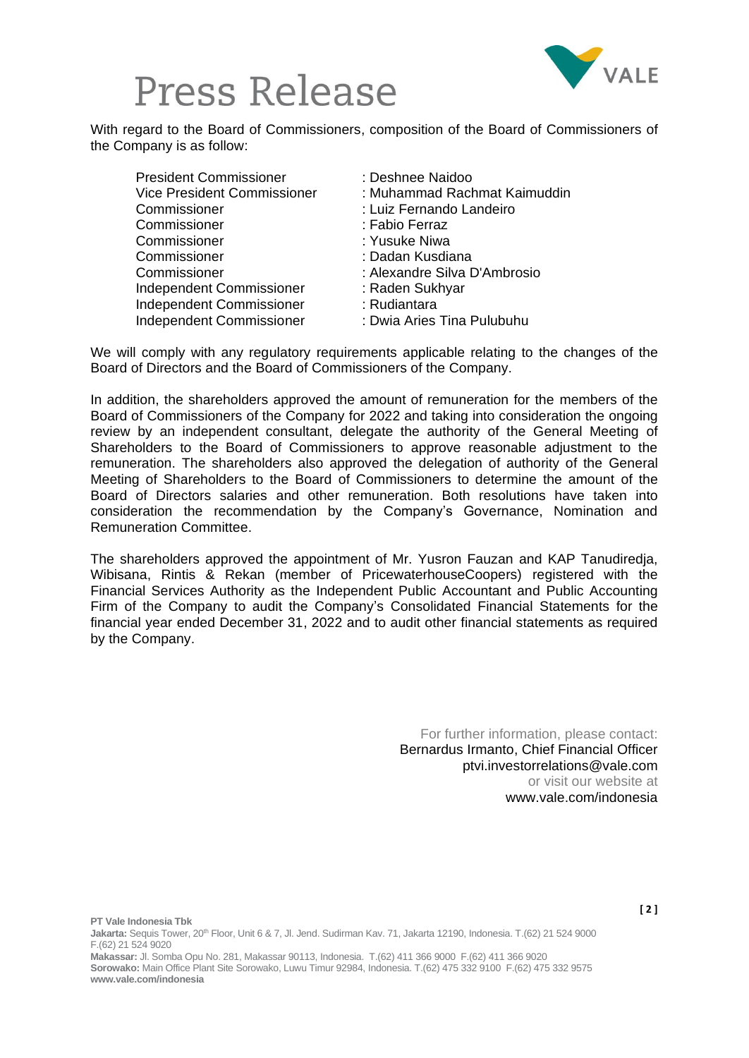# Press Release

With regard to the Board of Commissioners, composition of the Board of Commissioners of the Company is as follow:

| | |
|---|---|
| President Commissioner | : Deshnee Naidoo |
| Vice President Commissioner | : Muhammad Rachmat Kaimuddin |
| Commissioner | : Luiz Fernando Landeiro |
| Commissioner | : Fabio Ferraz |
| Commissioner | : Yusuke Niwa |
| Commissioner | : Dadan Kusdiana |
| Commissioner | : Alexandre Silva D'Ambrosio |
| Independent Commissioner | : Raden Sukhyar |
| Independent Commissioner | : Rudiantara |
| Independent Commissioner | : Dwia Aries Tina Pulubuhu |

We will comply with any regulatory requirements applicable relating to the changes of the Board of Directors and the Board of Commissioners of the Company.

In addition, the shareholders approved the amount of remuneration for the members of the Board of Commissioners of the Company for 2022 and taking into consideration the ongoing review by an independent consultant, delegate the authority of the General Meeting of Shareholders to the Board of Commissioners to approve reasonable adjustment to the remuneration. The shareholders also approved the delegation of authority of the General Meeting of Shareholders to the Board of Commissioners to determine the amount of the Board of Directors salaries and other remuneration. Both resolutions have taken into consideration the recommendation by the Company's Governance, Nomination and Remuneration Committee.

The shareholders approved the appointment of Mr. Yusron Fauzan and KAP Tanudiredja, Wibisana, Rintis & Rekan (member of PricewaterhouseCoopers) registered with the Financial Services Authority as the Independent Public Accountant and Public Accounting Firm of the Company to audit the Company's Consolidated Financial Statements for the financial year ended December 31, 2022 and to audit other financial statements as required by the Company.

For further information, please contact:
Bernardus Irmanto, Chief Financial Officer
ptvi.investorrelations@vale.com
or visit our website at
www.vale.com/indonesia

**PT Vale Indonesia Tbk**
**Jakarta:** Sequis Tower, 20th Floor, Unit 6 & 7, Jl. Jend. Sudirman Kav. 71, Jakarta 12190, Indonesia. T.(62) 21 524 9000 F.(62) 21 524 9020
**Makassar:** Jl. Somba Opu No. 281, Makassar 90113, Indonesia. T.(62) 411 366 9000 F.(62) 411 366 9020
**Sorowako:** Main Office Plant Site Sorowako, Luwu Timur 92984, Indonesia. T.(62) 475 332 9100 F.(62) 475 332 9575
**www.vale.com/indonesia**